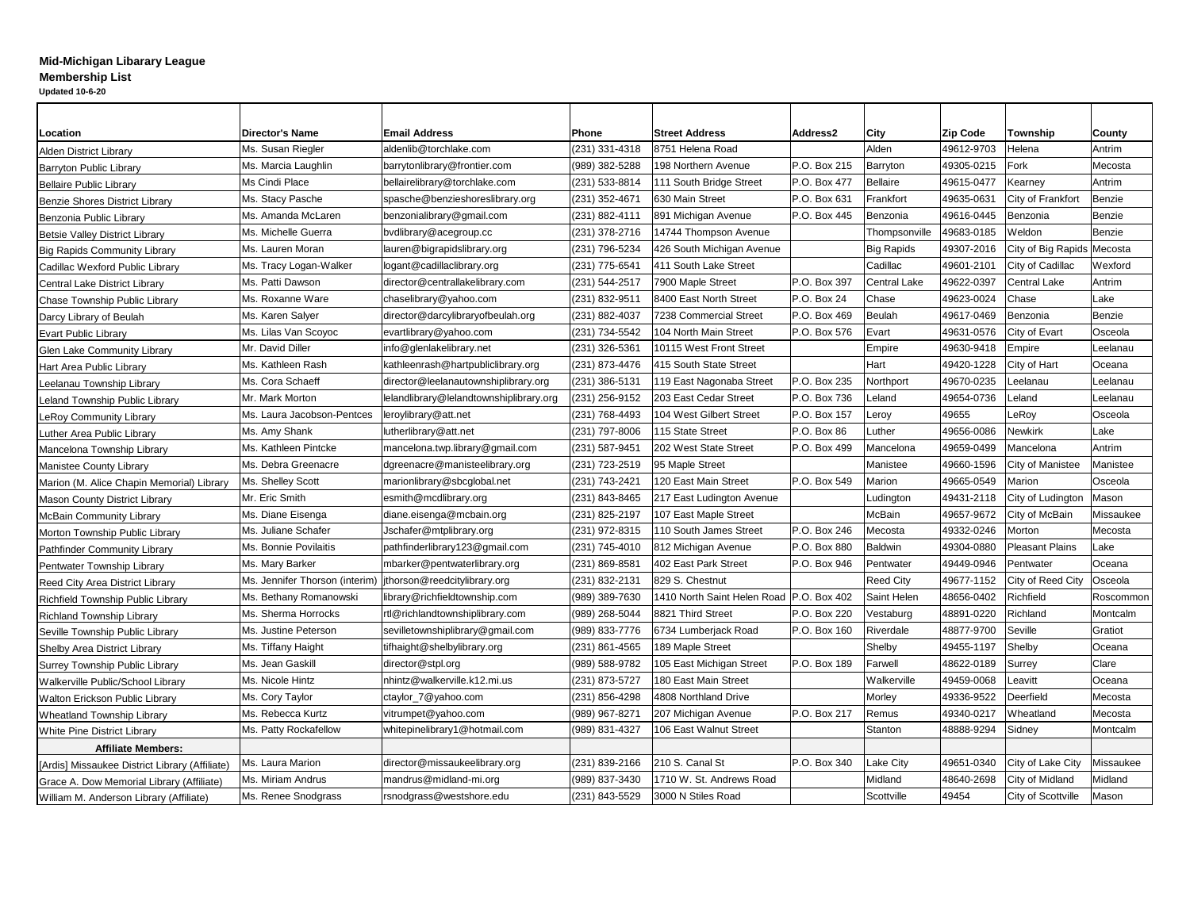**Mid-Michigan Libarary League**

**Membership List**

**Updated 10-6-20**

| Location | Director's Name | Email Address | Phone | Street Address | Address2 | City | Zip Code | Township | County |
|---|---|---|---|---|---|---|---|---|---|
| Alden District Library | Ms. Susan Riegler | aldenlib@torchlake.com | (231) 331-4318 | 8751 Helena Road | | Alden | 49612-9703 | Helena | Antrim |
| Barryton Public Library | Ms. Marcia Laughlin | barrytonlibrary@frontier.com | (989) 382-5288 | 198 Northern Avenue | P.O. Box 215 | Barryton | 49305-0215 | Fork | Mecosta |
| Bellaire Public Library | Ms Cindi Place | bellairelibrary@torchlake.com | (231) 533-8814 | 111 South Bridge Street | P.O. Box 477 | Bellaire | 49615-0477 | Kearney | Antrim |
| Benzie Shores District Library | Ms. Stacy Pasche | spasche@benzieshoreslibrary.org | (231) 352-4671 | 630 Main Street | P.O. Box 631 | Frankfort | 49635-0631 | City of Frankfort | Benzie |
| Benzonia Public Library | Ms. Amanda McLaren | benzonialibrary@gmail.com | (231) 882-4111 | 891 Michigan Avenue | P.O. Box 445 | Benzonia | 49616-0445 | Benzonia | Benzie |
| Betsie Valley District Library | Ms. Michelle Guerra | bvdlibrary@acegroup.cc | (231) 378-2716 | 14744 Thompson Avenue | | Thompsonville | 49683-0185 | Weldon | Benzie |
| Big Rapids Community Library | Ms. Lauren Moran | lauren@bigrapidslibrary.org | (231) 796-5234 | 426 South Michigan Avenue | | Big Rapids | 49307-2016 | City of Big Rapids | Mecosta |
| Cadillac Wexford Public Library | Ms. Tracy Logan-Walker | logant@cadillaclibrary.org | (231) 775-6541 | 411 South Lake Street | | Cadillac | 49601-2101 | City of Cadillac | Wexford |
| Central Lake District Library | Ms. Patti Dawson | director@centrallakelibrary.com | (231) 544-2517 | 7900 Maple Street | P.O. Box 397 | Central Lake | 49622-0397 | Central Lake | Antrim |
| Chase Township Public Library | Ms. Roxanne Ware | chaselibrary@yahoo.com | (231) 832-9511 | 8400 East North Street | P.O. Box 24 | Chase | 49623-0024 | Chase | Lake |
| Darcy Library of Beulah | Ms. Karen Salyer | director@darcylibraryofbeulah.org | (231) 882-4037 | 7238 Commercial Street | P.O. Box 469 | Beulah | 49617-0469 | Benzonia | Benzie |
| Evart Public Library | Ms. Lilas Van Scoyoc | evartlibrary@yahoo.com | (231) 734-5542 | 104 North Main Street | P.O. Box 576 | Evart | 49631-0576 | City of Evart | Osceola |
| Glen Lake Community Library | Mr. David Diller | info@glenlakelibrary.net | (231) 326-5361 | 10115 West Front Street | | Empire | 49630-9418 | Empire | Leelanau |
| Hart Area Public Library | Ms. Kathleen Rash | kathleenrash@hartpubliclibrary.org | (231) 873-4476 | 415 South State Street | | Hart | 49420-1228 | City of Hart | Oceana |
| Leelanau Township Library | Ms. Cora Schaeff | director@leelanautownshiplibrary.org | (231) 386-5131 | 119 East Nagonaba Street | P.O. Box 235 | Northport | 49670-0235 | Leelanau | Leelanau |
| Leland Township Public Library | Mr. Mark Morton | lelandlibrary@lelandtownshiplibrary.org | (231) 256-9152 | 203 East Cedar Street | P.O. Box 736 | Leland | 49654-0736 | Leland | Leelanau |
| LeRoy Community Library | Ms. Laura Jacobson-Pentces | leroylibrary@att.net | (231) 768-4493 | 104 West Gilbert Street | P.O. Box 157 | Leroy | 49655 | LeRoy | Osceola |
| Luther Area Public Library | Ms. Amy Shank | lutherlibrary@att.net | (231) 797-8006 | 115 State Street | P.O. Box 86 | Luther | 49656-0086 | Newkirk | Lake |
| Mancelona Township Library | Ms. Kathleen Pintcke | mancelona.twp.library@gmail.com | (231) 587-9451 | 202 West State Street | P.O. Box 499 | Mancelona | 49659-0499 | Mancelona | Antrim |
| Manistee County Library | Ms. Debra Greenacre | dgreenacre@manisteelibrary.org | (231) 723-2519 | 95 Maple Street | | Manistee | 49660-1596 | City of Manistee | Manistee |
| Marion (M. Alice Chapin Memorial) Library | Ms. Shelley Scott | marionlibrary@sbcglobal.net | (231) 743-2421 | 120 East Main Street | P.O. Box 549 | Marion | 49665-0549 | Marion | Osceola |
| Mason County District Library | Mr. Eric Smith | esmith@mcdlibrary.org | (231) 843-8465 | 217 East Ludington Avenue | | Ludington | 49431-2118 | City of Ludington | Mason |
| McBain Community Library | Ms. Diane Eisenga | diane.eisenga@mcbain.org | (231) 825-2197 | 107 East Maple Street | | McBain | 49657-9672 | City of McBain | Missaukee |
| Morton Township Public Library | Ms. Juliane Schafer | Jschafer@mtplibrary.org | (231) 972-8315 | 110 South James Street | P.O. Box 246 | Mecosta | 49332-0246 | Morton | Mecosta |
| Pathfinder Community Library | Ms. Bonnie Povilaitis | pathfinderlibrary123@gmail.com | (231) 745-4010 | 812 Michigan Avenue | P.O. Box 880 | Baldwin | 49304-0880 | Pleasant Plains | Lake |
| Pentwater Township Library | Ms. Mary Barker | mbarker@pentwaterlibrary.org | (231) 869-8581 | 402 East Park Street | P.O. Box 946 | Pentwater | 49449-0946 | Pentwater | Oceana |
| Reed City Area District Library | Ms. Jennifer Thorson (interim) | jthorson@reedcitylibrary.org | (231) 832-2131 | 829 S. Chestnut | | Reed City | 49677-1152 | City of Reed City | Osceola |
| Richfield Township Public Library | Ms. Bethany Romanowski | library@richfieldtownship.com | (989) 389-7630 | 1410 North Saint Helen Road | P.O. Box 402 | Saint Helen | 48656-0402 | Richfield | Roscommon |
| Richland Township Library | Ms. Sherma Horrocks | rtl@richlandtownshiplibrary.com | (989) 268-5044 | 8821 Third Street | P.O. Box 220 | Vestaburg | 48891-0220 | Richland | Montcalm |
| Seville Township Public Library | Ms. Justine Peterson | sevilletownshiplibrary@gmail.com | (989) 833-7776 | 6734 Lumberjack Road | P.O. Box 160 | Riverdale | 48877-9700 | Seville | Gratiot |
| Shelby Area District Library | Ms. Tiffany Haight | tifhaight@shelbylibrary.org | (231) 861-4565 | 189 Maple Street | | Shelby | 49455-1197 | Shelby | Oceana |
| Surrey Township Public Library | Ms. Jean Gaskill | director@stpl.org | (989) 588-9782 | 105 East Michigan Street | P.O. Box 189 | Farwell | 48622-0189 | Surrey | Clare |
| Walkerville Public/School Library | Ms. Nicole Hintz | nhintz@walkerville.k12.mi.us | (231) 873-5727 | 180 East Main Street | | Walkerville | 49459-0068 | Leavitt | Oceana |
| Walton Erickson Public Library | Ms. Cory Taylor | ctaylor_7@yahoo.com | (231) 856-4298 | 4808 Northland Drive | | Morley | 49336-9522 | Deerfield | Mecosta |
| Wheatland Township Library | Ms. Rebecca Kurtz | vitrumpet@yahoo.com | (989) 967-8271 | 207 Michigan Avenue | P.O. Box 217 | Remus | 49340-0217 | Wheatland | Mecosta |
| White Pine District Library | Ms. Patty Rockafellow | whitepinelibrary1@hotmail.com | (989) 831-4327 | 106 East Walnut Street | | Stanton | 48888-9294 | Sidney | Montcalm |
| **Affiliate Members:** | | | | | | | | | |
| [Ardis] Missaukee District Library (Affiliate) | Ms. Laura Marion | director@missaukeelibrary.org | (231) 839-2166 | 210 S. Canal St | P.O. Box 340 | Lake City | 49651-0340 | City of Lake City | Missaukee |
| Grace A. Dow Memorial Library (Affiliate) | Ms. Miriam Andrus | mandrus@midland-mi.org | (989) 837-3430 | 1710 W. St. Andrews Road | | Midland | 48640-2698 | City of Midland | Midland |
| William M. Anderson Library (Affiliate) | Ms. Renee Snodgrass | rsnodgrass@westshore.edu | (231) 843-5529 | 3000 N Stiles Road | | Scottville | 49454 | City of Scottville | Mason |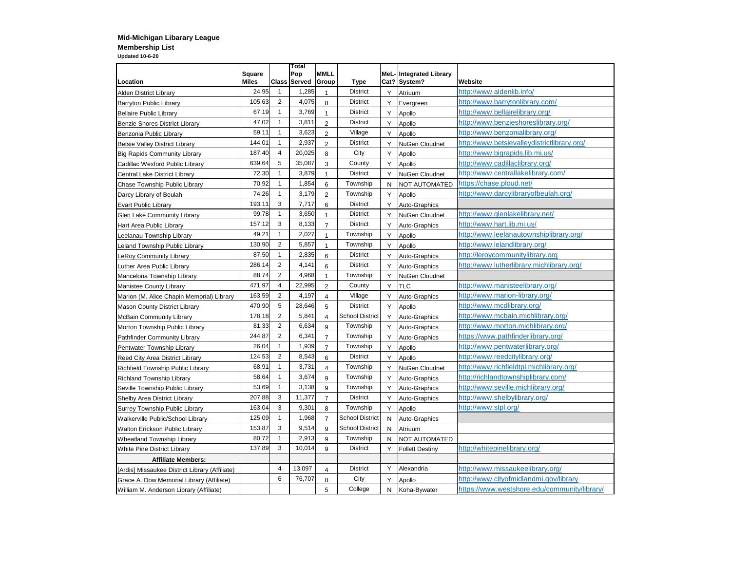**Mid-Michigan Libarary League**

**Membership List**

**Updated 10-6-20**

| Location | Square Miles | Class | Total Pop Served | MMLL Group | Type | MeL-Cat? | Integrated Library System? | Website |
|---|---|---|---|---|---|---|---|---|
| Alden District Library | 24.95 | 1 | 1,285 | 1 | District | Y | Atriuum | http://www.aldenlib.info/ |
| Barryton Public Library | 105.63 | 2 | 4,075 | 8 | District | Y | Evergreen | http://www.barrytonlibrary.com/ |
| Bellaire Public Library | 67.19 | 1 | 3,769 | 1 | District | Y | Apollo | http://www.bellairelibrary.org/ |
| Benzie Shores District Library | 47.02 | 1 | 3,811 | 2 | District | Y | Apollo | http://www.benzieshoreslibrary.org/ |
| Benzonia Public Library | 59.11 | 1 | 3,623 | 2 | Village | Y | Apollo | http://www.benzonialibrary.org/ |
| Betsie Valley District Library | 144.01 | 1 | 2,937 | 2 | District | Y | NuGen Cloudnet | http://www.betsievalleydistrictlibrary.org/ |
| Big Rapids Community Library | 187.40 | 4 | 20,025 | 8 | City | Y | Apollo | http://www.bigrapids.lib.mi.us/ |
| Cadillac Wexford Public Library | 639.64 | 5 | 35,087 | 3 | County | Y | Apollo | http://www.cadillaclibrary.org/ |
| Central Lake District Library | 72.30 | 1 | 3,879 | 1 | District | Y | NuGen Cloudnet | http://www.centrallakelibrary.com/ |
| Chase Township Public Library | 70.92 | 1 | 1,854 | 6 | Township | N | NOT AUTOMATED | https://chase.ploud.net/ |
| Darcy Library of Beulah | 74.26 | 1 | 3,179 | 2 | Township | Y | Apollo | http://www.darcylibraryofbeulah.org/ |
| Evart Public Library | 193.11 | 3 | 7,717 | 6 | District | Y | Auto-Graphics | |
| Glen Lake Community Library | 99.78 | 1 | 3,650 | 1 | District | Y | NuGen Cloudnet | http://www.glenlakelibrary.net/ |
| Hart Area Public Library | 157.12 | 3 | 8,133 | 7 | District | Y | Auto-Graphics | http://www.hart.lib.mi.us/ |
| Leelanau Township Library | 49.21 | 1 | 2,027 | 1 | Township | Y | Apollo | http://www.leelanautownshiplibrary.org/ |
| Leland Township Public Library | 130.90 | 2 | 5,857 | 1 | Township | Y | Apollo | http://www.lelandlibrary.org/ |
| LeRoy Community Library | 87.50 | 1 | 2,835 | 6 | District | Y | Auto-Graphics | http://leroycommunitylibrary.org |
| Luther Area Public Library | 286.14 | 2 | 4,141 | 6 | District | Y | Auto-Graphics | http://www.lutherlibrary.michlibrary.org/ |
| Mancelona Township Library | 88.74 | 2 | 4,968 | 1 | Township | Y | NuGen Cloudnet | |
| Manistee County Library | 471.97 | 4 | 22,995 | 2 | County | Y | TLC | http://www.manisteelibrary.org/ |
| Marion (M. Alice Chapin Memorial) Library | 163.59 | 2 | 4,197 | 4 | Village | Y | Auto-Graphics | http://www.marion-library.org/ |
| Mason County District Library | 470.90 | 5 | 28,646 | 5 | District | Y | Apollo | http://www.mcdlibrary.org/ |
| McBain Community Library | 178.18 | 2 | 5,841 | 4 | School District | Y | Auto-Graphics | http://www.mcbain.michlibrary.org/ |
| Morton Township Public Library | 81.33 | 2 | 6,634 | 9 | Township | Y | Auto-Graphics | http://www.morton.michlibrary.org/ |
| Pathfinder Community Library | 244.87 | 2 | 6,341 | 7 | Township | Y | Auto-Graphics | https://www.pathfinderlibrary.org/ |
| Pentwater Township Library | 26.04 | 1 | 1,939 | 7 | Township | Y | Apollo | http://www.pentwaterlibrary.org/ |
| Reed City Area District Library | 124.53 | 2 | 8,543 | 6 | District | Y | Apollo | http://www.reedcitylibrary.org/ |
| Richfield Township Public Library | 68.91 | 1 | 3,731 | 4 | Township | Y | NuGen Cloudnet | http://www.richfieldtpl.michlibrary.org/ |
| Richland Township Library | 58.64 | 1 | 3,674 | 9 | Township | Y | Auto-Graphics | http://richlandtownshiplibrary.com/ |
| Seville Township Public Library | 53.69 | 1 | 3,138 | 9 | Township | Y | Auto-Graphics | http://www.seville.michlibrary.org/ |
| Shelby Area District Library | 207.88 | 3 | 11,377 | 7 | District | Y | Auto-Graphics | http://www.shelbylibrary.org/ |
| Surrey Township Public Library | 163.04 | 3 | 9,301 | 8 | Township | Y | Apollo | http://www.stpl.org/ |
| Walkerville Public/School Library | 125.09 | 1 | 1,968 | 7 | School District | N | Auto-Graphics | |
| Walton Erickson Public Library | 153.87 | 3 | 9,514 | 9 | School District | N | Atriuum | |
| Wheatland Township Library | 80.72 | 1 | 2,913 | 9 | Township | N | NOT AUTOMATED | |
| White Pine District Library | 137.89 | 3 | 10,014 | 9 | District | Y | Follett Destiny | http://whitepinelibrary.org/ |
| **Affiliate Members:** | | | | | | | | |
| [Ardis] Missaukee District Library (Affiliate) | | 4 | 13,097 | 4 | District | Y | Alexandria | http://www.missaukeelibrary.org/ |
| Grace A. Dow Memorial Library (Affiliate) | | 6 | 76,707 | 8 | City | Y | Apollo | http://www.cityofmidlandmi.gov/library |
| William M. Anderson Library (Affiliate) | | | | 5 | College | N | Koha-Bywater | https://www.westshore.edu/community/library/ |